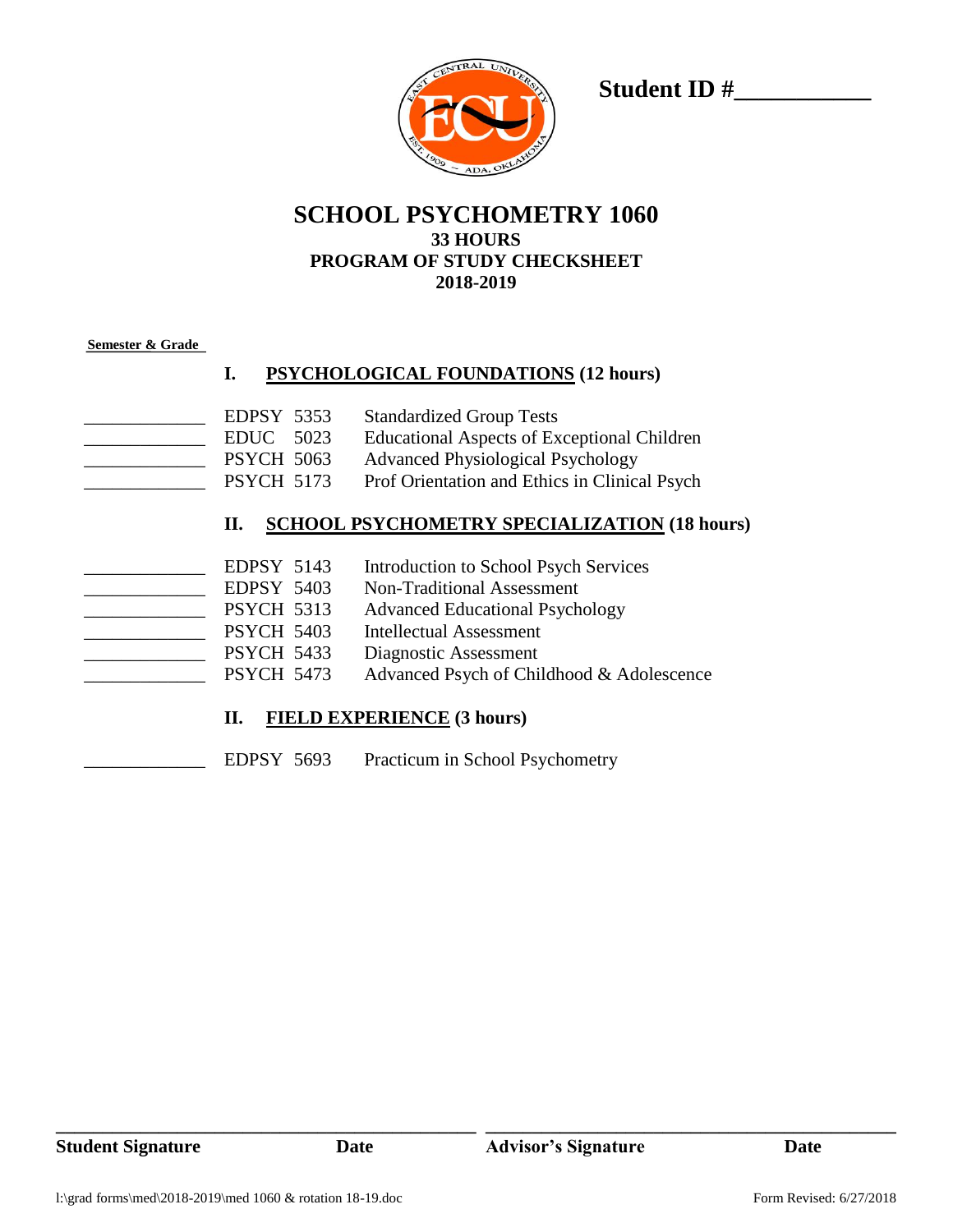**Student ID #___________**

# SCHOOL PSYCHOMETRY 1060

## 33 HOURS
## PROGRAM OF STUDY CHECKSHEET
## 2018-2019

**Semester & Grade**

### I. PSYCHOLOGICAL FOUNDATIONS (12 hours)

| Semester & Grade | Course | Title |
|---|---|---|
| _____________ | EDPSY 5353 | Standardized Group Tests |
| _____________ | EDUC 5023 | Educational Aspects of Exceptional Children |
| _____________ | PSYCH 5063 | Advanced Physiological Psychology |
| _____________ | PSYCH 5173 | Prof Orientation and Ethics in Clinical Psych |

### II. SCHOOL PSYCHOMETRY SPECIALIZATION (18 hours)

| Semester & Grade | Course | Title |
|---|---|---|
| _____________ | EDPSY 5143 | Introduction to School Psych Services |
| _____________ | EDPSY 5403 | Non-Traditional Assessment |
| _____________ | PSYCH 5313 | Advanced Educational Psychology |
| _____________ | PSYCH 5403 | Intellectual Assessment |
| _____________ | PSYCH 5433 | Diagnostic Assessment |
| _____________ | PSYCH 5473 | Advanced Psych of Childhood & Adolescence |

### II. FIELD EXPERIENCE (3 hours)

| Semester & Grade | Course | Title |
|---|---|---|
| _____________ | EDPSY 5693 | Practicum in School Psychometry |

_______________________________________ _______________________________________

**Student Signature** **Date** **Advisor's Signature** **Date**

l:\grad forms\med\2018-2019\med 1060 & rotation 18-19.doc Form Revised: 6/27/2018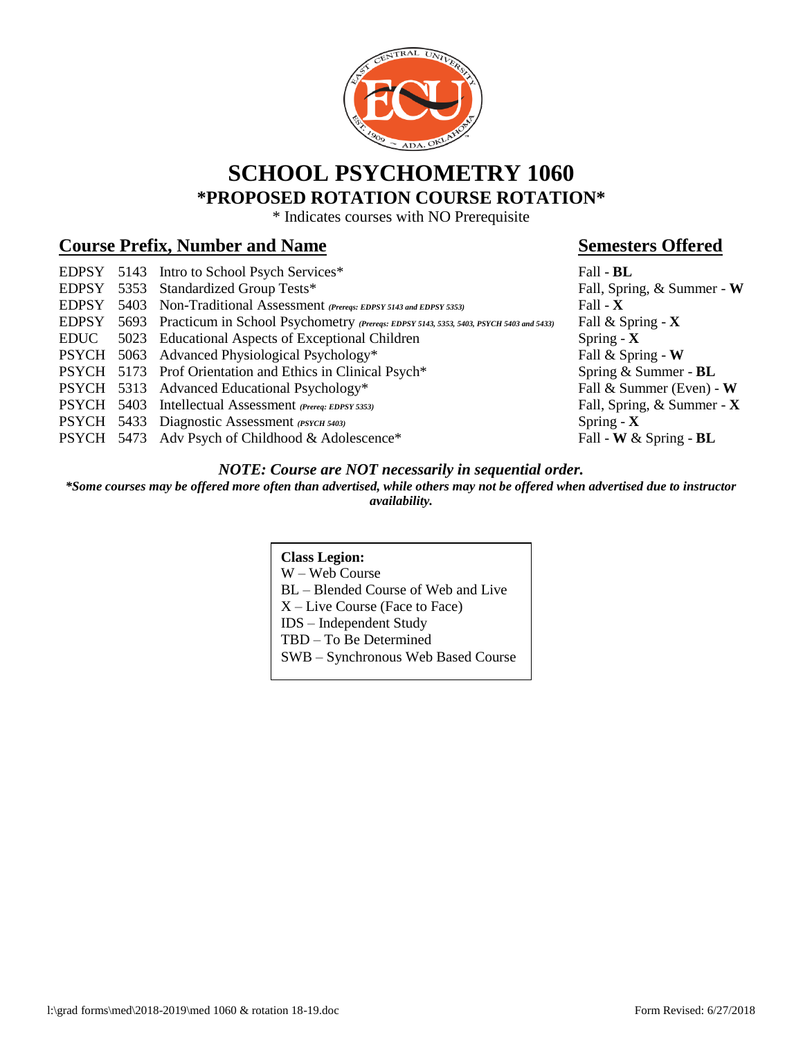# SCHOOL PSYCHOMETRY 1060

## *PROPOSED ROTATION COURSE ROTATION*

* Indicates courses with NO Prerequisite

| Course Prefix, Number and Name | | | Semesters Offered |
|---|---|---|---|
| EDPSY | 5143 | Intro to School Psych Services* | Fall - **BL** |
| EDPSY | 5353 | Standardized Group Tests* | Fall, Spring, & Summer - **W** |
| EDPSY | 5403 | Non-Traditional Assessment ***(Prereqs: EDPSY 5143 and EDPSY 5353)*** | Fall - **X** |
| EDPSY | 5693 | Practicum in School Psychometry ***(Prereqs: EDPSY 5143, 5353, 5403, PSYCH 5403 and 5433)*** | Fall & Spring - **X** |
| EDUC | 5023 | Educational Aspects of Exceptional Children | Spring - **X** |
| PSYCH | 5063 | Advanced Physiological Psychology* | Fall & Spring - **W** |
| PSYCH | 5173 | Prof Orientation and Ethics in Clinical Psych* | Spring & Summer - **BL** |
| PSYCH | 5313 | Advanced Educational Psychology* | Fall & Summer (Even) - **W** |
| PSYCH | 5403 | Intellectual Assessment ***(Prereq: EDPSY 5353)*** | Fall, Spring, & Summer - **X** |
| PSYCH | 5433 | Diagnostic Assessment ***(PSYCH 5403)*** | Spring - **X** |
| PSYCH | 5473 | Adv Psych of Childhood & Adolescence* | Fall - **W** & Spring - **BL** |

***NOTE: Course are NOT necessarily in sequential order.***

***Some courses may be offered more often than advertised, while others may not be offered when advertised due to instructor availability.***

**Class Legion:**
W – Web Course
BL – Blended Course of Web and Live
X – Live Course (Face to Face)
IDS – Independent Study
TBD – To Be Determined
SWB – Synchronous Web Based Course

l:\grad forms\med\2018-2019\med 1060 & rotation 18-19.doc — Form Revised: 6/27/2018